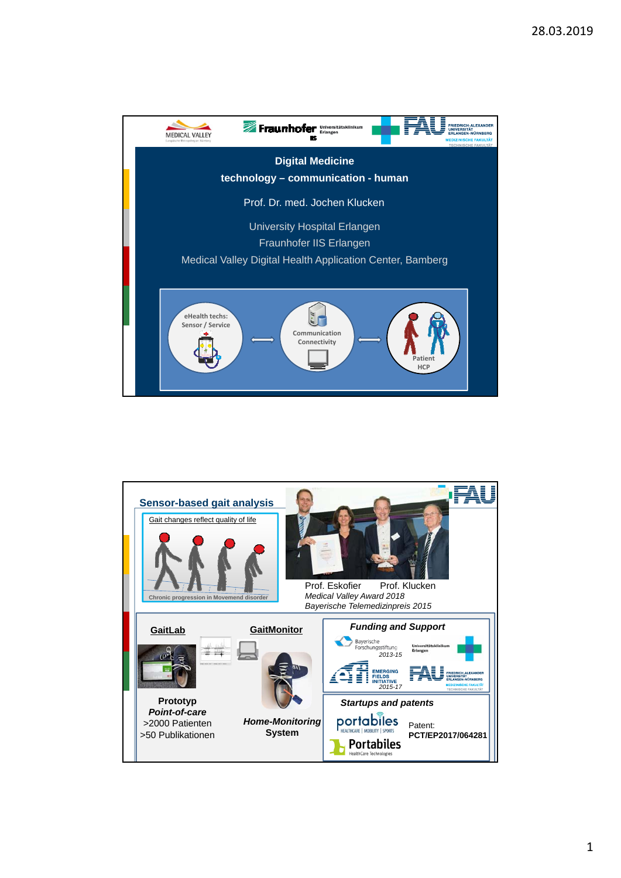## Digital Medicine

**technology – communication - human**

Prof. Dr. med. Jochen Klucken

University Hospital Erlangen
Fraunhofer IIS Erlangen
Medical Valley Digital Health Application Center, Bamberg

eHealth techs: Sensor / Service ⟷ Communication Connectivity ⟷ Patient HCP

---

## Sensor-based gait analysis

Gait changes reflect quality of life

Chronic progression in Movemend disorder

Prof. Eskofier Prof. Klucken
*Medical Valley Award 2018*
*Bayerische Telemedizinpreis 2015*

**GaitLab**

**Prototyp**
***Point-of-care***
>2000 Patienten
>50 Publikationen

**GaitMonitor**

***Home-Monitoring* System**

***Funding and Support***

Bayerische Forschungsstiftung *2013-15*

Universitätsklinikum Erlangen

EMERGING FIELDS INITIATIVE *2015-17*

FAU Friedrich-Alexander Universität Erlangen-Nürnberg, Medizinische Fakultät, Technische Fakultät

***Startups and patents***

portabiles HEALTHCARE | MOBILITY | SPORTS

Portabiles HealthCare Technologies

Patent: **PCT/EP2017/064281**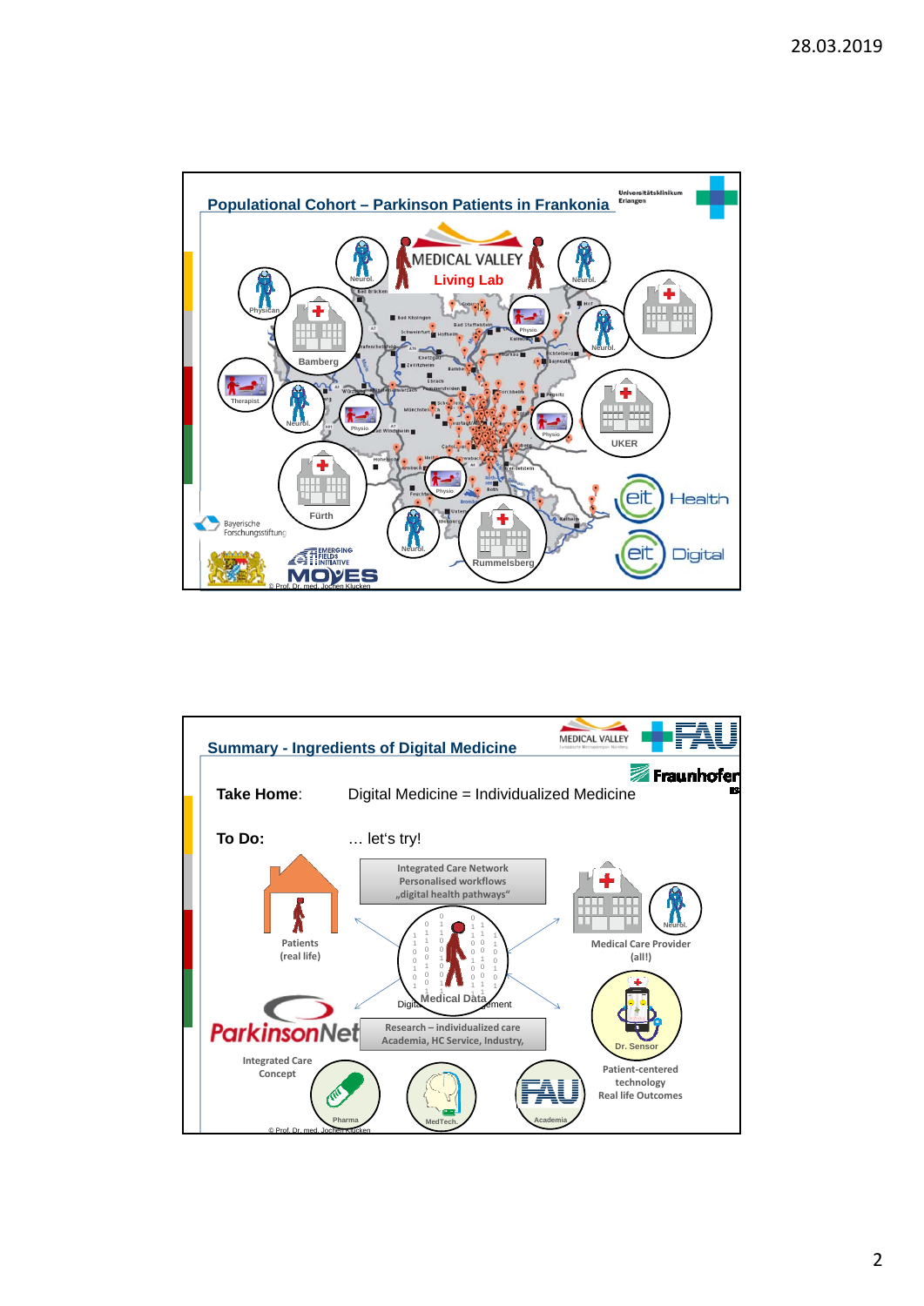## Populational Cohort – Parkinson Patients in Frankonia

Universitätsklinikum Erlangen

MEDICAL VALLEY
Living Lab

Neurol.
Physican
Bamberg
Therapist
Physio
Fürth
UKER
Rummelsberg

eit Health
eit Digital

Bayerische Forschungsstiftung

EMERGING FIELDS INITIATIVE

MOVES

© Prof. Dr. med. Jochen Klucken

## Summary - Ingredients of Digital Medicine

MEDICAL VALLEY

FAU

Fraunhofer IIS

**Take Home**: Digital Medicine = Individualized Medicine

**To Do:** … let's try!

Integrated Care Network
Personalised workflows
„digital health pathways"

Patients
(real life)

Medical Care Provider
(all!)

Digital Medical Data Management

Research – individualized care
Academia, HC Service, Industry,

ParkinsonNet

Integrated Care Concept

Dr. Sensor

Patient-centered technology
Real life Outcomes

Pharma
MedTech.
Academia

© Prof. Dr. med. Jochen Klucken